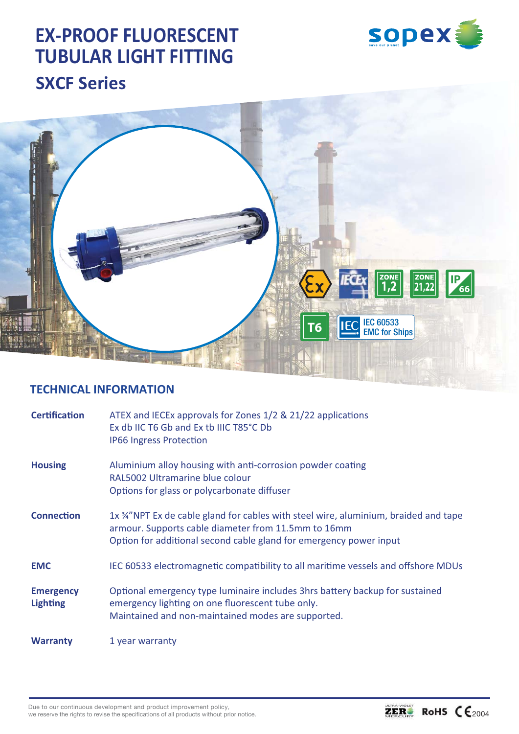# EX-PROOF FLUORESCENT TUBULAR LIGHT FITTING

## SXCF Series

ZONE 1,2 | ZONE 21,22 | IP 66 | T6 | IEC 60533 EMC for Ships

## TECHNICAL INFORMATION

| | |
|---|---|
| **Certification** | ATEX and IECEx approvals for Zones 1/2 & 21/22 applications<br>Ex db IIC T6 Gb and Ex tb IIIC T85°C Db<br>IP66 Ingress Protection |
| **Housing** | Aluminium alloy housing with anti-corrosion powder coating<br>RAL5002 Ultramarine blue colour<br>Options for glass or polycarbonate diffuser |
| **Connection** | 1x ¾"NPT Ex de cable gland for cables with steel wire, aluminium, braided and tape armour. Supports cable diameter from 11.5mm to 16mm<br>Option for additional second cable gland for emergency power input |
| **EMC** | IEC 60533 electromagnetic compatibility to all maritime vessels and offshore MDUs |
| **Emergency Lighting** | Optional emergency type luminaire includes 3hrs battery backup for sustained emergency lighting on one fluorescent tube only.<br>Maintained and non-maintained modes are supported. |
| **Warranty** | 1 year warranty |

Due to our continuous development and product improvement policy, we reserve the rights to revise the specifications of all products without prior notice.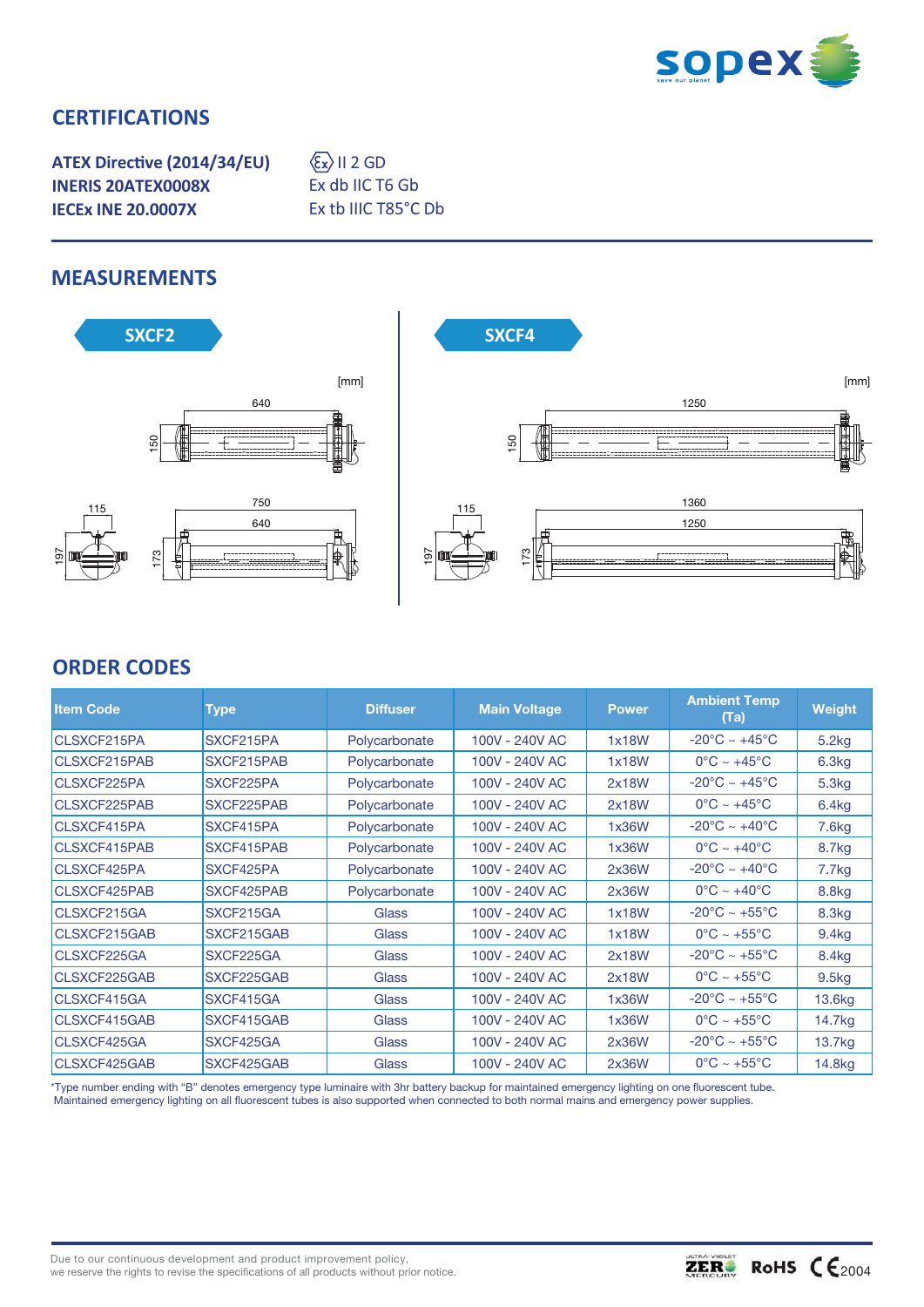## CERTIFICATIONS

**ATEX Directive (2014/34/EU)**
**INERIS 20ATEX0008X**
**IECEx INE 20.0007X**

Ex II 2 GD
Ex db IIC T6 Gb
Ex tb IIIC T85°C Db

## MEASUREMENTS

**SXCF2**

[mm]

640
150
750
640
115
197
173

**SXCF4**

[mm]

1250
150
1360
1250
115
197
173

## ORDER CODES

| Item Code | Type | Diffuser | Main Voltage | Power | Ambient Temp (Ta) | Weight |
|---|---|---|---|---|---|---|
| CLSXCF215PA | SXCF215PA | Polycarbonate | 100V - 240V AC | 1x18W | -20°C ~ +45°C | 5.2kg |
| CLSXCF215PAB | SXCF215PAB | Polycarbonate | 100V - 240V AC | 1x18W | 0°C ~ +45°C | 6.3kg |
| CLSXCF225PA | SXCF225PA | Polycarbonate | 100V - 240V AC | 2x18W | -20°C ~ +45°C | 5.3kg |
| CLSXCF225PAB | SXCF225PAB | Polycarbonate | 100V - 240V AC | 2x18W | 0°C ~ +45°C | 6.4kg |
| CLSXCF415PA | SXCF415PA | Polycarbonate | 100V - 240V AC | 1x36W | -20°C ~ +40°C | 7.6kg |
| CLSXCF415PAB | SXCF415PAB | Polycarbonate | 100V - 240V AC | 1x36W | 0°C ~ +40°C | 8.7kg |
| CLSXCF425PA | SXCF425PA | Polycarbonate | 100V - 240V AC | 2x36W | -20°C ~ +40°C | 7.7kg |
| CLSXCF425PAB | SXCF425PAB | Polycarbonate | 100V - 240V AC | 2x36W | 0°C ~ +40°C | 8.8kg |
| CLSXCF215GA | SXCF215GA | Glass | 100V - 240V AC | 1x18W | -20°C ~ +55°C | 8.3kg |
| CLSXCF215GAB | SXCF215GAB | Glass | 100V - 240V AC | 1x18W | 0°C ~ +55°C | 9.4kg |
| CLSXCF225GA | SXCF225GA | Glass | 100V - 240V AC | 2x18W | -20°C ~ +55°C | 8.4kg |
| CLSXCF225GAB | SXCF225GAB | Glass | 100V - 240V AC | 2x18W | 0°C ~ +55°C | 9.5kg |
| CLSXCF415GA | SXCF415GA | Glass | 100V - 240V AC | 1x36W | -20°C ~ +55°C | 13.6kg |
| CLSXCF415GAB | SXCF415GAB | Glass | 100V - 240V AC | 1x36W | 0°C ~ +55°C | 14.7kg |
| CLSXCF425GA | SXCF425GA | Glass | 100V - 240V AC | 2x36W | -20°C ~ +55°C | 13.7kg |
| CLSXCF425GAB | SXCF425GAB | Glass | 100V - 240V AC | 2x36W | 0°C ~ +55°C | 14.8kg |

*Type number ending with "B" denotes emergency type luminaire with 3hr battery backup for maintained emergency lighting on one fluorescent tube. Maintained emergency lighting on all fluorescent tubes is also supported when connected to both normal mains and emergency power supplies.

Due to our continuous development and product improvement policy, we reserve the rights to revise the specifications of all products without prior notice.

ULTRA-VIOLET ZERO MERCURY RoHS CE 2004